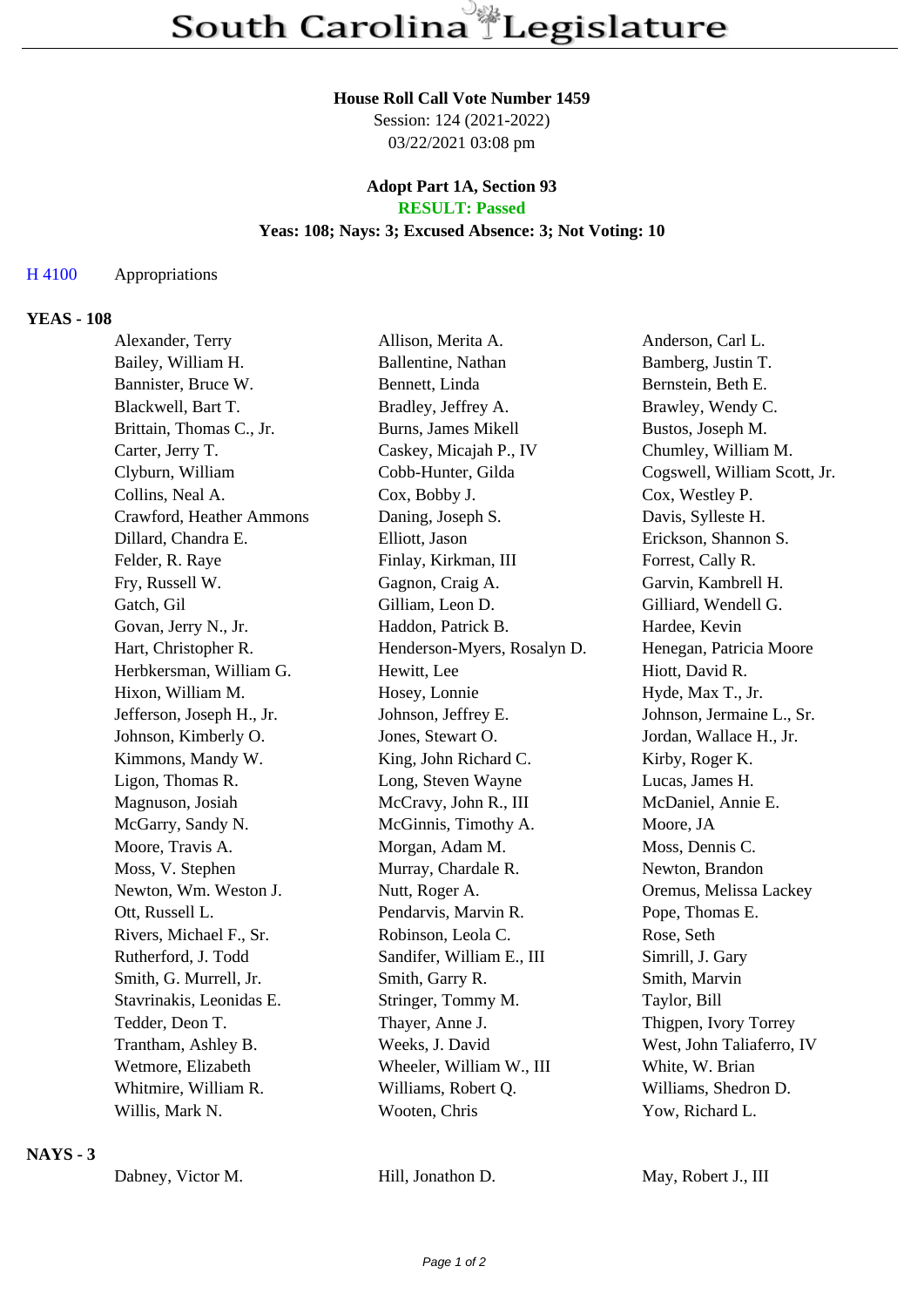# South Carolina Legislature

**House Roll Call Vote Number 1459**
Session: 124 (2021-2022)
03/22/2021 03:08 pm

**Adopt Part 1A, Section 93**
**RESULT: Passed**
**Yeas: 108; Nays: 3; Excused Absence: 3; Not Voting: 10**

H 4100 Appropriations

## YEAS - 108

| | | |
|---|---|---|
| Alexander, Terry | Allison, Merita A. | Anderson, Carl L. |
| Bailey, William H. | Ballentine, Nathan | Bamberg, Justin T. |
| Bannister, Bruce W. | Bennett, Linda | Bernstein, Beth E. |
| Blackwell, Bart T. | Bradley, Jeffrey A. | Brawley, Wendy C. |
| Brittain, Thomas C., Jr. | Burns, James Mikell | Bustos, Joseph M. |
| Carter, Jerry T. | Caskey, Micajah P., IV | Chumley, William M. |
| Clyburn, William | Cobb-Hunter, Gilda | Cogswell, William Scott, Jr. |
| Collins, Neal A. | Cox, Bobby J. | Cox, Westley P. |
| Crawford, Heather Ammons | Daning, Joseph S. | Davis, Sylleste H. |
| Dillard, Chandra E. | Elliott, Jason | Erickson, Shannon S. |
| Felder, R. Raye | Finlay, Kirkman, III | Forrest, Cally R. |
| Fry, Russell W. | Gagnon, Craig A. | Garvin, Kambrell H. |
| Gatch, Gil | Gilliam, Leon D. | Gilliard, Wendell G. |
| Govan, Jerry N., Jr. | Haddon, Patrick B. | Hardee, Kevin |
| Hart, Christopher R. | Henderson-Myers, Rosalyn D. | Henegan, Patricia Moore |
| Herbkersman, William G. | Hewitt, Lee | Hiott, David R. |
| Hixon, William M. | Hosey, Lonnie | Hyde, Max T., Jr. |
| Jefferson, Joseph H., Jr. | Johnson, Jeffrey E. | Johnson, Jermaine L., Sr. |
| Johnson, Kimberly O. | Jones, Stewart O. | Jordan, Wallace H., Jr. |
| Kimmons, Mandy W. | King, John Richard C. | Kirby, Roger K. |
| Ligon, Thomas R. | Long, Steven Wayne | Lucas, James H. |
| Magnuson, Josiah | McCravy, John R., III | McDaniel, Annie E. |
| McGarry, Sandy N. | McGinnis, Timothy A. | Moore, JA |
| Moore, Travis A. | Morgan, Adam M. | Moss, Dennis C. |
| Moss, V. Stephen | Murray, Chardale R. | Newton, Brandon |
| Newton, Wm. Weston J. | Nutt, Roger A. | Oremus, Melissa Lackey |
| Ott, Russell L. | Pendarvis, Marvin R. | Pope, Thomas E. |
| Rivers, Michael F., Sr. | Robinson, Leola C. | Rose, Seth |
| Rutherford, J. Todd | Sandifer, William E., III | Simrill, J. Gary |
| Smith, G. Murrell, Jr. | Smith, Garry R. | Smith, Marvin |
| Stavrinakis, Leonidas E. | Stringer, Tommy M. | Taylor, Bill |
| Tedder, Deon T. | Thayer, Anne J. | Thigpen, Ivory Torrey |
| Trantham, Ashley B. | Weeks, J. David | West, John Taliaferro, IV |
| Wetmore, Elizabeth | Wheeler, William W., III | White, W. Brian |
| Whitmire, William R. | Williams, Robert Q. | Williams, Shedron D. |
| Willis, Mark N. | Wooten, Chris | Yow, Richard L. |

## NAYS - 3

| | | |
|---|---|---|
| Dabney, Victor M. | Hill, Jonathon D. | May, Robert J., III |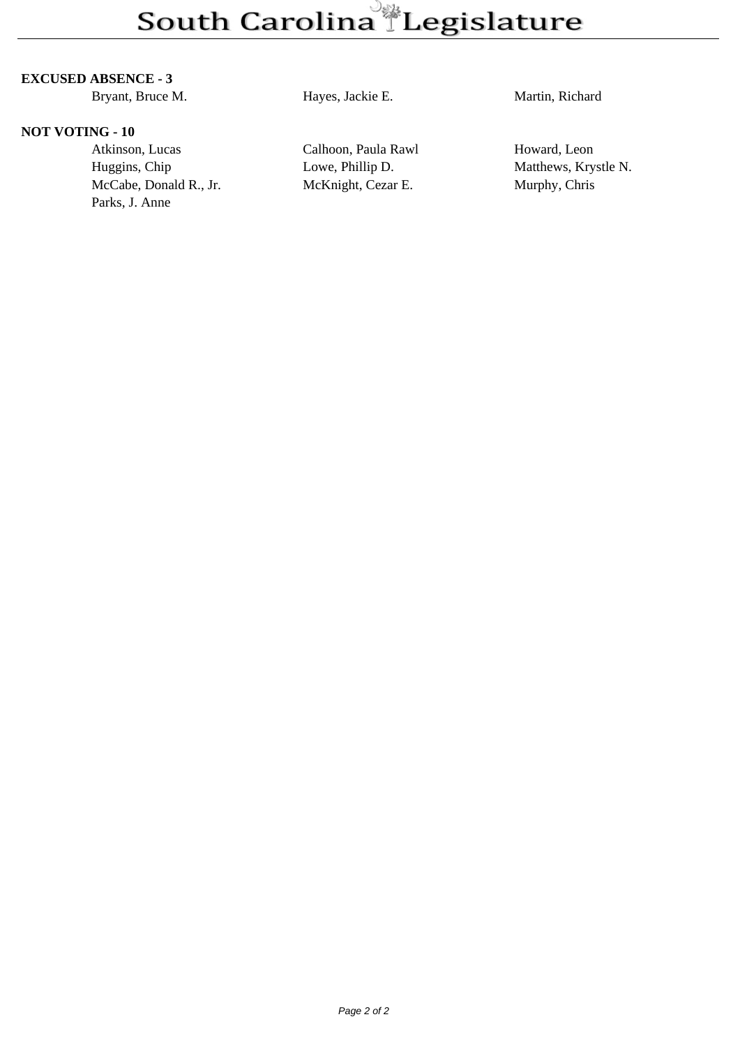**EXCUSED ABSENCE - 3**

| | | |
|---|---|---|
| Bryant, Bruce M. | Hayes, Jackie E. | Martin, Richard |

**NOT VOTING - 10**

| | | |
|---|---|---|
| Atkinson, Lucas | Calhoon, Paula Rawl | Howard, Leon |
| Huggins, Chip | Lowe, Phillip D. | Matthews, Krystle N. |
| McCabe, Donald R., Jr. | McKnight, Cezar E. | Murphy, Chris |
| Parks, J. Anne | | |